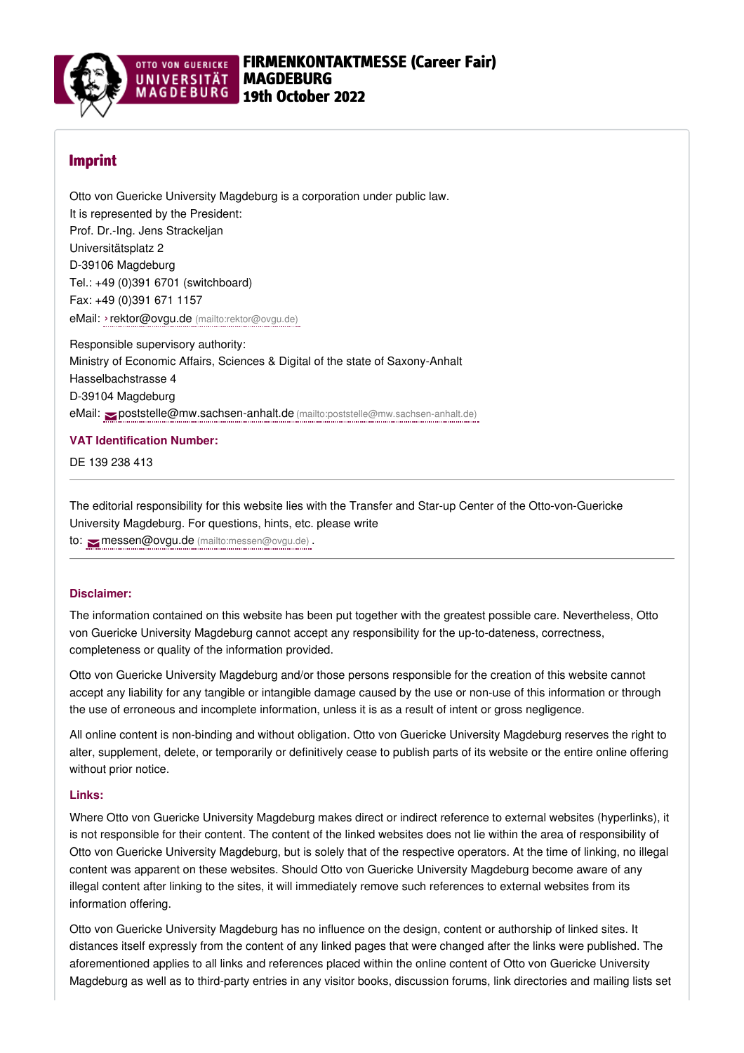OTTO VON GUERICKE UNIVERSITÄT MAGDEBURG

# FIRMENKONTAKTMESSE (Career Fair) MAGDEBURG 19th October 2022

## Imprint

Otto von Guericke University Magdeburg is a corporation under public law.
It is represented by the President:
Prof. Dr.-Ing. Jens Strackeljan
Universitätsplatz 2
D-39106 Magdeburg
Tel.: +49 (0)391 6701 (switchboard)
Fax: +49 (0)391 671 1157
eMail: › rektor@ovgu.de (mailto:rektor@ovgu.de)

Responsible supervisory authority:
Ministry of Economic Affairs, Sciences & Digital of the state of Saxony-Anhalt
Hasselbachstrasse 4
D-39104 Magdeburg
eMail: poststelle@mw.sachsen-anhalt.de (mailto:poststelle@mw.sachsen-anhalt.de)

**VAT Identification Number:**

DE 139 238 413

---

The editorial responsibility for this website lies with the Transfer and Star-up Center of the Otto-von-Guericke University Magdeburg. For questions, hints, etc. please write to: messen@ovgu.de (mailto:messen@ovgu.de) .

---

**Disclaimer:**

The information contained on this website has been put together with the greatest possible care. Nevertheless, Otto von Guericke University Magdeburg cannot accept any responsibility for the up-to-dateness, correctness, completeness or quality of the information provided.

Otto von Guericke University Magdeburg and/or those persons responsible for the creation of this website cannot accept any liability for any tangible or intangible damage caused by the use or non-use of this information or through the use of erroneous and incomplete information, unless it is as a result of intent or gross negligence.

All online content is non-binding and without obligation. Otto von Guericke University Magdeburg reserves the right to alter, supplement, delete, or temporarily or definitively cease to publish parts of its website or the entire online offering without prior notice.

**Links:**

Where Otto von Guericke University Magdeburg makes direct or indirect reference to external websites (hyperlinks), it is not responsible for their content. The content of the linked websites does not lie within the area of responsibility of Otto von Guericke University Magdeburg, but is solely that of the respective operators. At the time of linking, no illegal content was apparent on these websites. Should Otto von Guericke University Magdeburg become aware of any illegal content after linking to the sites, it will immediately remove such references to external websites from its information offering.

Otto von Guericke University Magdeburg has no influence on the design, content or authorship of linked sites. It distances itself expressly from the content of any linked pages that were changed after the links were published. The aforementioned applies to all links and references placed within the online content of Otto von Guericke University Magdeburg as well as to third-party entries in any visitor books, discussion forums, link directories and mailing lists set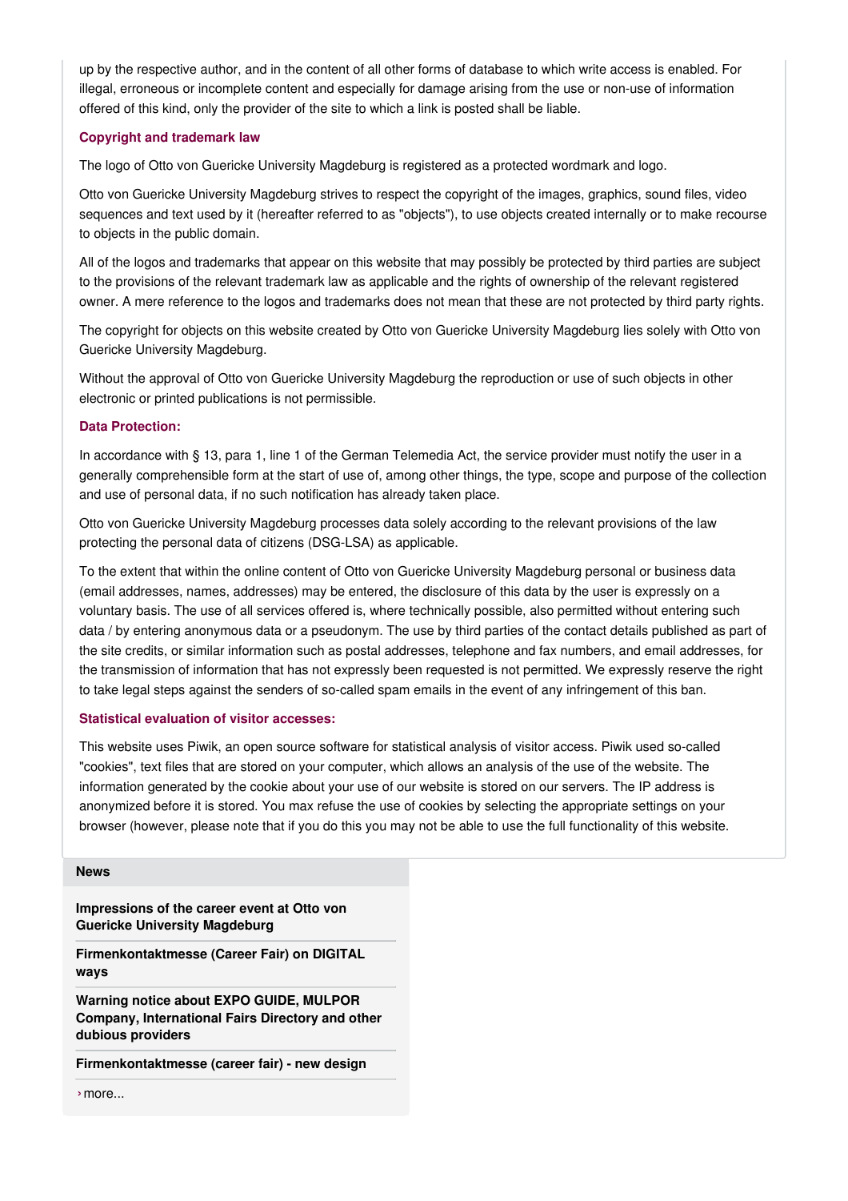up by the respective author, and in the content of all other forms of database to which write access is enabled. For illegal, erroneous or incomplete content and especially for damage arising from the use or non-use of information offered of this kind, only the provider of the site to which a link is posted shall be liable.

### Copyright and trademark law

The logo of Otto von Guericke University Magdeburg is registered as a protected wordmark and logo.

Otto von Guericke University Magdeburg strives to respect the copyright of the images, graphics, sound files, video sequences and text used by it (hereafter referred to as "objects"), to use objects created internally or to make recourse to objects in the public domain.

All of the logos and trademarks that appear on this website that may possibly be protected by third parties are subject to the provisions of the relevant trademark law as applicable and the rights of ownership of the relevant registered owner. A mere reference to the logos and trademarks does not mean that these are not protected by third party rights.

The copyright for objects on this website created by Otto von Guericke University Magdeburg lies solely with Otto von Guericke University Magdeburg.

Without the approval of Otto von Guericke University Magdeburg the reproduction or use of such objects in other electronic or printed publications is not permissible.

### Data Protection:

In accordance with § 13, para 1, line 1 of the German Telemedia Act, the service provider must notify the user in a generally comprehensible form at the start of use of, among other things, the type, scope and purpose of the collection and use of personal data, if no such notification has already taken place.

Otto von Guericke University Magdeburg processes data solely according to the relevant provisions of the law protecting the personal data of citizens (DSG-LSA) as applicable.

To the extent that within the online content of Otto von Guericke University Magdeburg personal or business data (email addresses, names, addresses) may be entered, the disclosure of this data by the user is expressly on a voluntary basis. The use of all services offered is, where technically possible, also permitted without entering such data / by entering anonymous data or a pseudonym. The use by third parties of the contact details published as part of the site credits, or similar information such as postal addresses, telephone and fax numbers, and email addresses, for the transmission of information that has not expressly been requested is not permitted. We expressly reserve the right to take legal steps against the senders of so-called spam emails in the event of any infringement of this ban.

### Statistical evaluation of visitor accesses:

This website uses Piwik, an open source software for statistical analysis of visitor access. Piwik used so-called "cookies", text files that are stored on your computer, which allows an analysis of the use of the website. The information generated by the cookie about your use of our website is stored on our servers. The IP address is anonymized before it is stored. You max refuse the use of cookies by selecting the appropriate settings on your browser (however, please note that if you do this you may not be able to use the full functionality of this website.

### News

**Impressions of the career event at Otto von Guericke University Magdeburg**

**Firmenkontaktmesse (Career Fair) on DIGITAL ways**

**Warning notice about EXPO GUIDE, MULPOR Company, International Fairs Directory and other dubious providers**

**Firmenkontaktmesse (career fair) - new design**

› more...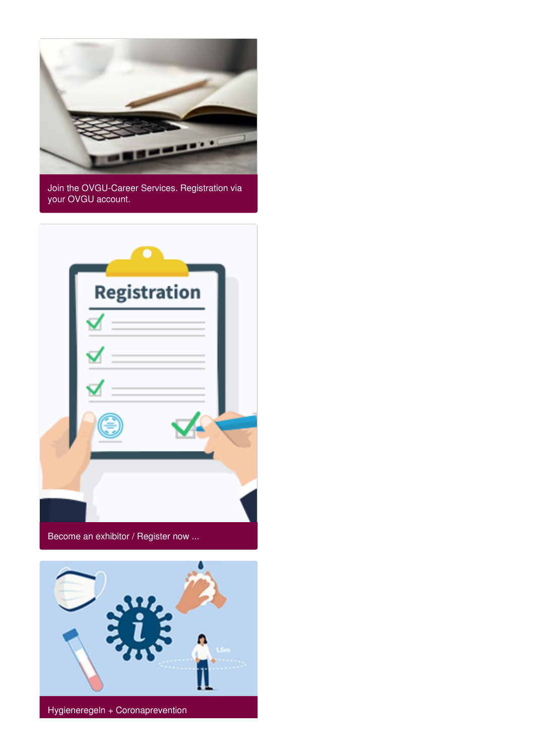Join the OVGU-Career Services. Registration via your OVGU account.

Become an exhibitor / Register now ...

Hygieneregeln + Coronaprevention